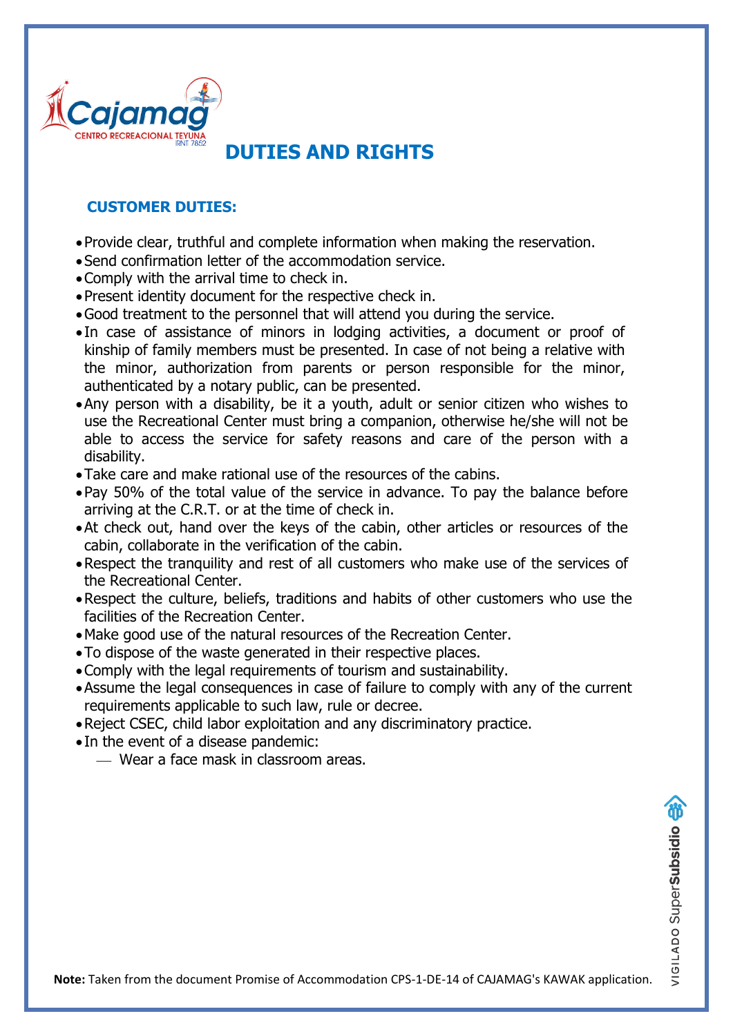# DUTIES AND RIGHTS

## CUSTOMER DUTIES:

- Provide clear, truthful and complete information when making the reservation.
- Send confirmation letter of the accommodation service.
- Comply with the arrival time to check in.
- Present identity document for the respective check in.
- Good treatment to the personnel that will attend you during the service.
- In case of assistance of minors in lodging activities, a document or proof of kinship of family members must be presented. In case of not being a relative with the minor, authorization from parents or person responsible for the minor, authenticated by a notary public, can be presented.
- Any person with a disability, be it a youth, adult or senior citizen who wishes to use the Recreational Center must bring a companion, otherwise he/she will not be able to access the service for safety reasons and care of the person with a disability.
- Take care and make rational use of the resources of the cabins.
- Pay 50% of the total value of the service in advance. To pay the balance before arriving at the C.R.T. or at the time of check in.
- At check out, hand over the keys of the cabin, other articles or resources of the cabin, collaborate in the verification of the cabin.
- Respect the tranquility and rest of all customers who make use of the services of the Recreational Center.
- Respect the culture, beliefs, traditions and habits of other customers who use the facilities of the Recreation Center.
- Make good use of the natural resources of the Recreation Center.
- To dispose of the waste generated in their respective places.
- Comply with the legal requirements of tourism and sustainability.
- Assume the legal consequences in case of failure to comply with any of the current requirements applicable to such law, rule or decree.
- Reject CSEC, child labor exploitation and any discriminatory practice.
- In the event of a disease pandemic:
  - Wear a face mask in classroom areas.

**Note:** Taken from the document Promise of Accommodation CPS-1-DE-14 of CAJAMAG's KAWAK application.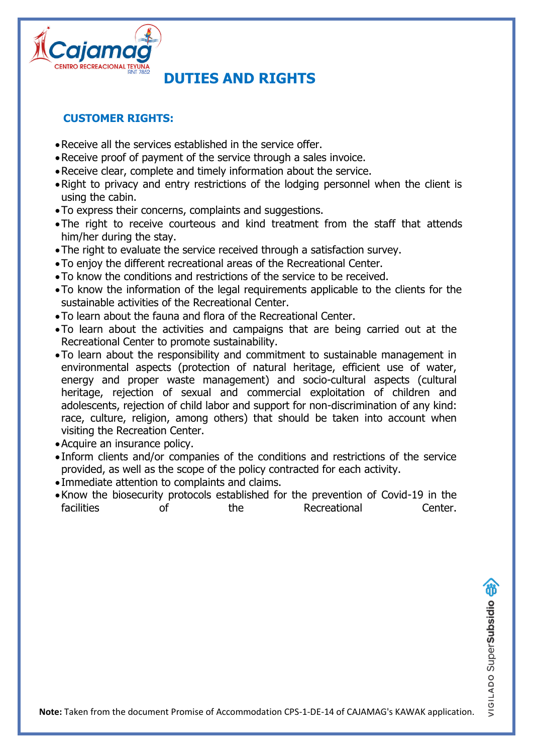# DUTIES AND RIGHTS

## CUSTOMER RIGHTS:

- Receive all the services established in the service offer.
- Receive proof of payment of the service through a sales invoice.
- Receive clear, complete and timely information about the service.
- Right to privacy and entry restrictions of the lodging personnel when the client is using the cabin.
- To express their concerns, complaints and suggestions.
- The right to receive courteous and kind treatment from the staff that attends him/her during the stay.
- The right to evaluate the service received through a satisfaction survey.
- To enjoy the different recreational areas of the Recreational Center.
- To know the conditions and restrictions of the service to be received.
- To know the information of the legal requirements applicable to the clients for the sustainable activities of the Recreational Center.
- To learn about the fauna and flora of the Recreational Center.
- To learn about the activities and campaigns that are being carried out at the Recreational Center to promote sustainability.
- To learn about the responsibility and commitment to sustainable management in environmental aspects (protection of natural heritage, efficient use of water, energy and proper waste management) and socio-cultural aspects (cultural heritage, rejection of sexual and commercial exploitation of children and adolescents, rejection of child labor and support for non-discrimination of any kind: race, culture, religion, among others) that should be taken into account when visiting the Recreation Center.
- Acquire an insurance policy.
- Inform clients and/or companies of the conditions and restrictions of the service provided, as well as the scope of the policy contracted for each activity.
- Immediate attention to complaints and claims.
- Know the biosecurity protocols established for the prevention of Covid-19 in the facilities of the Recreational Center.

**Note:** Taken from the document Promise of Accommodation CPS-1-DE-14 of CAJAMAG's KAWAK application.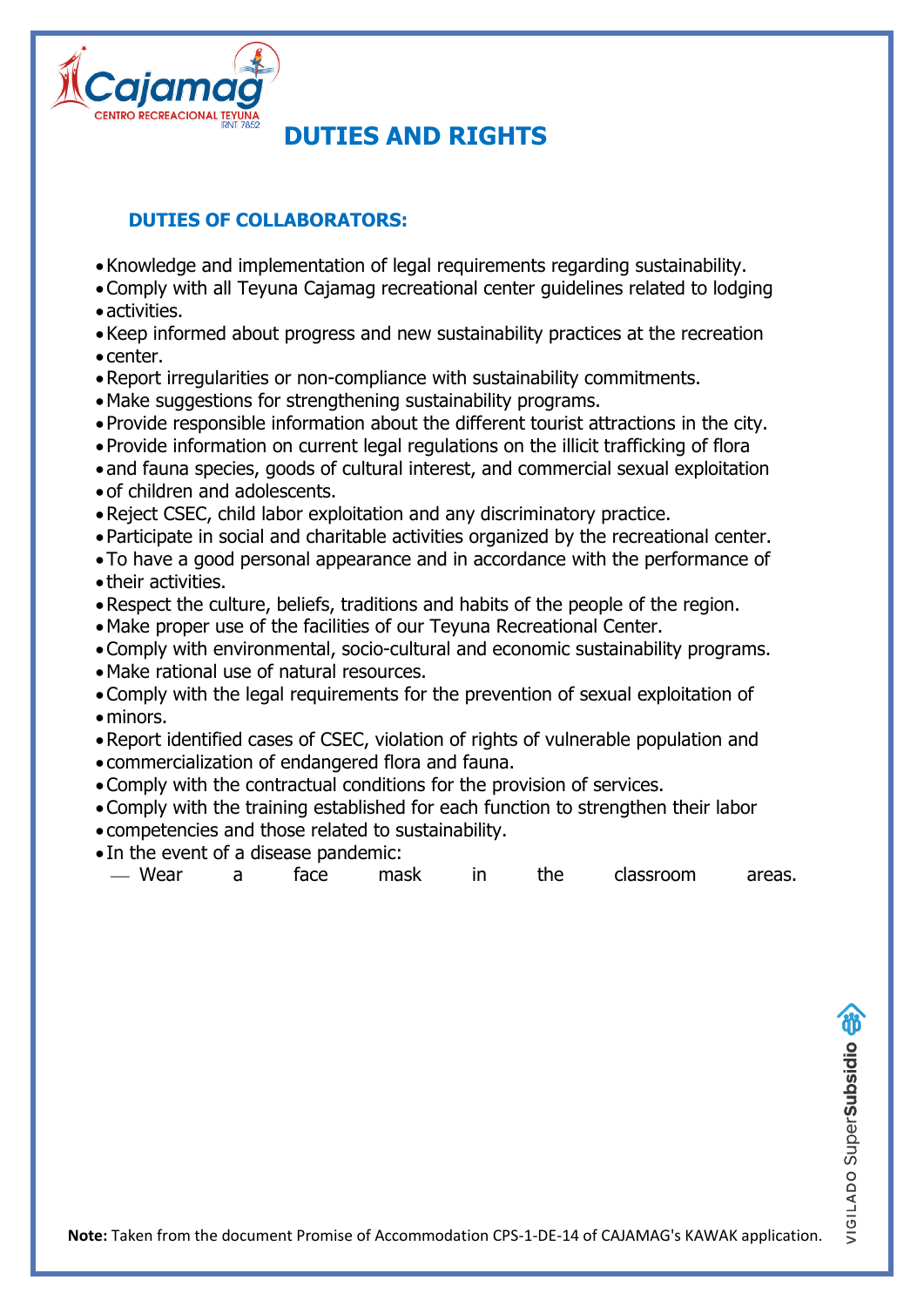# DUTIES AND RIGHTS

## DUTIES OF COLLABORATORS:

- Knowledge and implementation of legal requirements regarding sustainability.
- Comply with all Teyuna Cajamag recreational center guidelines related to lodging activities.
- Keep informed about progress and new sustainability practices at the recreation center.
- Report irregularities or non-compliance with sustainability commitments.
- Make suggestions for strengthening sustainability programs.
- Provide responsible information about the different tourist attractions in the city.
- Provide information on current legal regulations on the illicit trafficking of flora and fauna species, goods of cultural interest, and commercial sexual exploitation of children and adolescents.
- Reject CSEC, child labor exploitation and any discriminatory practice.
- Participate in social and charitable activities organized by the recreational center.
- To have a good personal appearance and in accordance with the performance of their activities.
- Respect the culture, beliefs, traditions and habits of the people of the region.
- Make proper use of the facilities of our Teyuna Recreational Center.
- Comply with environmental, socio-cultural and economic sustainability programs.
- Make rational use of natural resources.
- Comply with the legal requirements for the prevention of sexual exploitation of minors.
- Report identified cases of CSEC, violation of rights of vulnerable population and commercialization of endangered flora and fauna.
- Comply with the contractual conditions for the provision of services.
- Comply with the training established for each function to strengthen their labor competencies and those related to sustainability.
- In the event of a disease pandemic:
  - Wear a face mask in the classroom areas.

**Note:** Taken from the document Promise of Accommodation CPS-1-DE-14 of CAJAMAG's KAWAK application.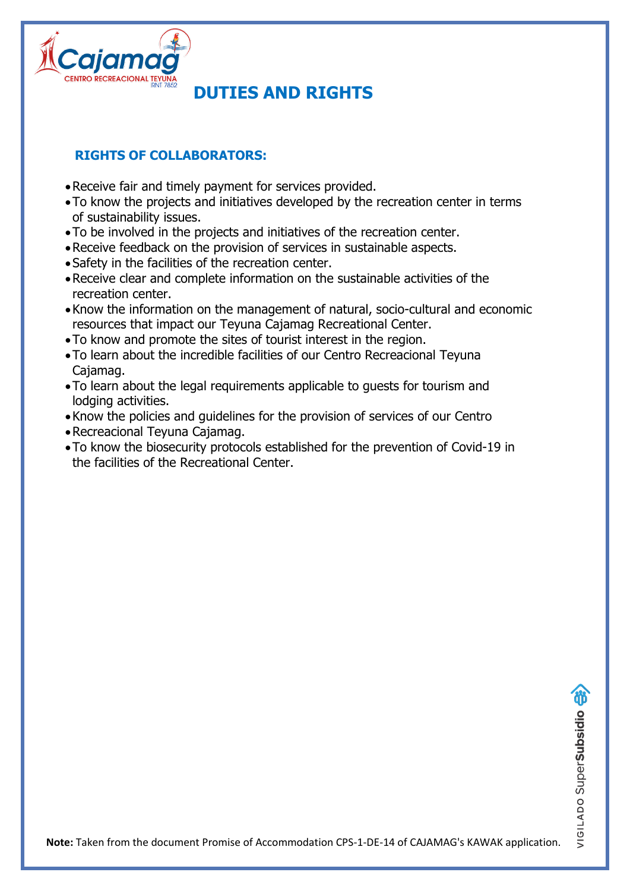# DUTIES AND RIGHTS

## RIGHTS OF COLLABORATORS:

- Receive fair and timely payment for services provided.
- To know the projects and initiatives developed by the recreation center in terms of sustainability issues.
- To be involved in the projects and initiatives of the recreation center.
- Receive feedback on the provision of services in sustainable aspects.
- Safety in the facilities of the recreation center.
- Receive clear and complete information on the sustainable activities of the recreation center.
- Know the information on the management of natural, socio-cultural and economic resources that impact our Teyuna Cajamag Recreational Center.
- To know and promote the sites of tourist interest in the region.
- To learn about the incredible facilities of our Centro Recreacional Teyuna Cajamag.
- To learn about the legal requirements applicable to guests for tourism and lodging activities.
- Know the policies and guidelines for the provision of services of our Centro
- Recreacional Teyuna Cajamag.
- To know the biosecurity protocols established for the prevention of Covid-19 in the facilities of the Recreational Center.

**Note:** Taken from the document Promise of Accommodation CPS-1-DE-14 of CAJAMAG's KAWAK application.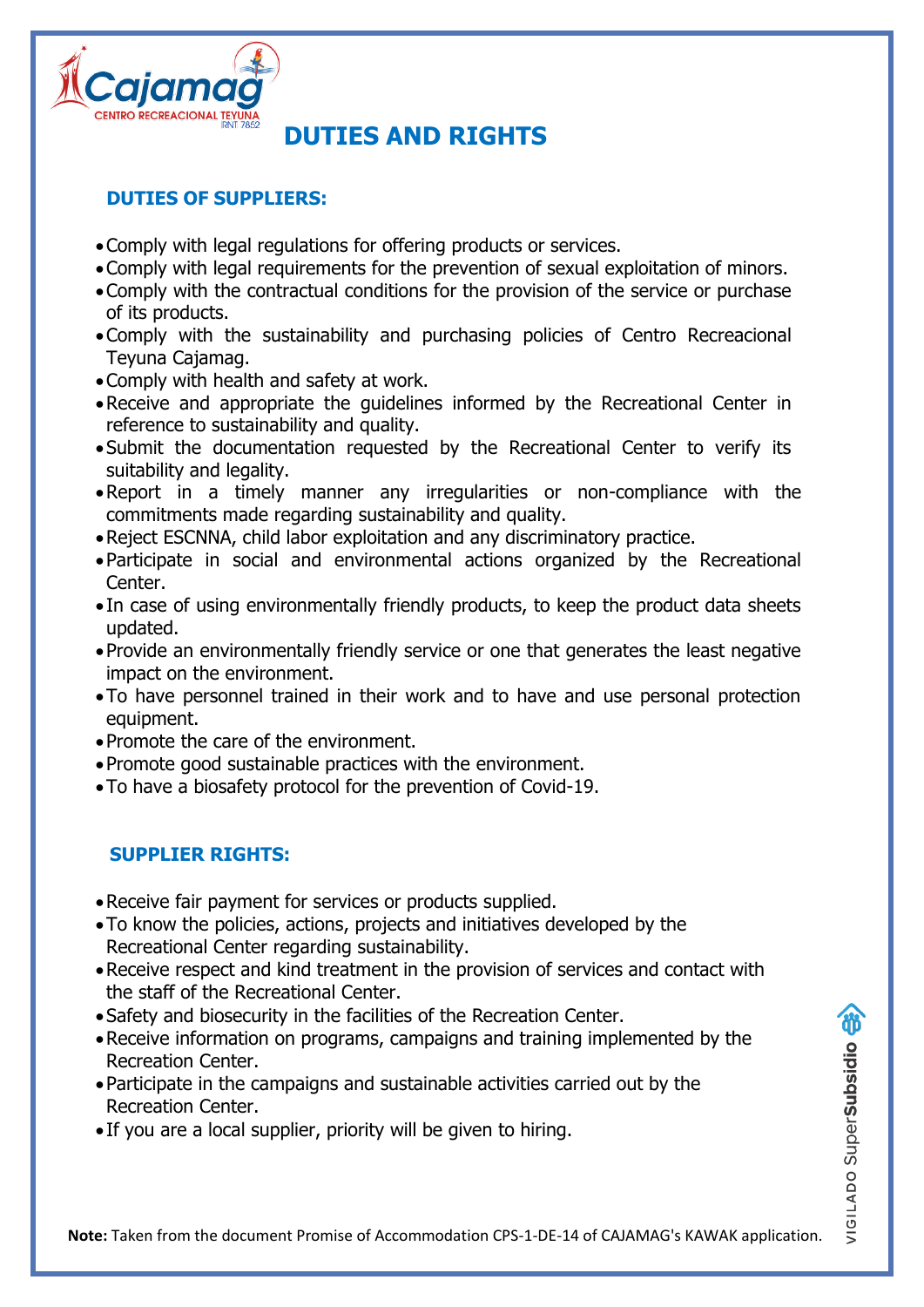# DUTIES AND RIGHTS

## DUTIES OF SUPPLIERS:

- Comply with legal regulations for offering products or services.
- Comply with legal requirements for the prevention of sexual exploitation of minors.
- Comply with the contractual conditions for the provision of the service or purchase of its products.
- Comply with the sustainability and purchasing policies of Centro Recreacional Teyuna Cajamag.
- Comply with health and safety at work.
- Receive and appropriate the guidelines informed by the Recreational Center in reference to sustainability and quality.
- Submit the documentation requested by the Recreational Center to verify its suitability and legality.
- Report in a timely manner any irregularities or non-compliance with the commitments made regarding sustainability and quality.
- Reject ESCNNA, child labor exploitation and any discriminatory practice.
- Participate in social and environmental actions organized by the Recreational Center.
- In case of using environmentally friendly products, to keep the product data sheets updated.
- Provide an environmentally friendly service or one that generates the least negative impact on the environment.
- To have personnel trained in their work and to have and use personal protection equipment.
- Promote the care of the environment.
- Promote good sustainable practices with the environment.
- To have a biosafety protocol for the prevention of Covid-19.

## SUPPLIER RIGHTS:

- Receive fair payment for services or products supplied.
- To know the policies, actions, projects and initiatives developed by the Recreational Center regarding sustainability.
- Receive respect and kind treatment in the provision of services and contact with the staff of the Recreational Center.
- Safety and biosecurity in the facilities of the Recreation Center.
- Receive information on programs, campaigns and training implemented by the Recreation Center.
- Participate in the campaigns and sustainable activities carried out by the Recreation Center.
- If you are a local supplier, priority will be given to hiring.

**Note:** Taken from the document Promise of Accommodation CPS-1-DE-14 of CAJAMAG's KAWAK application.